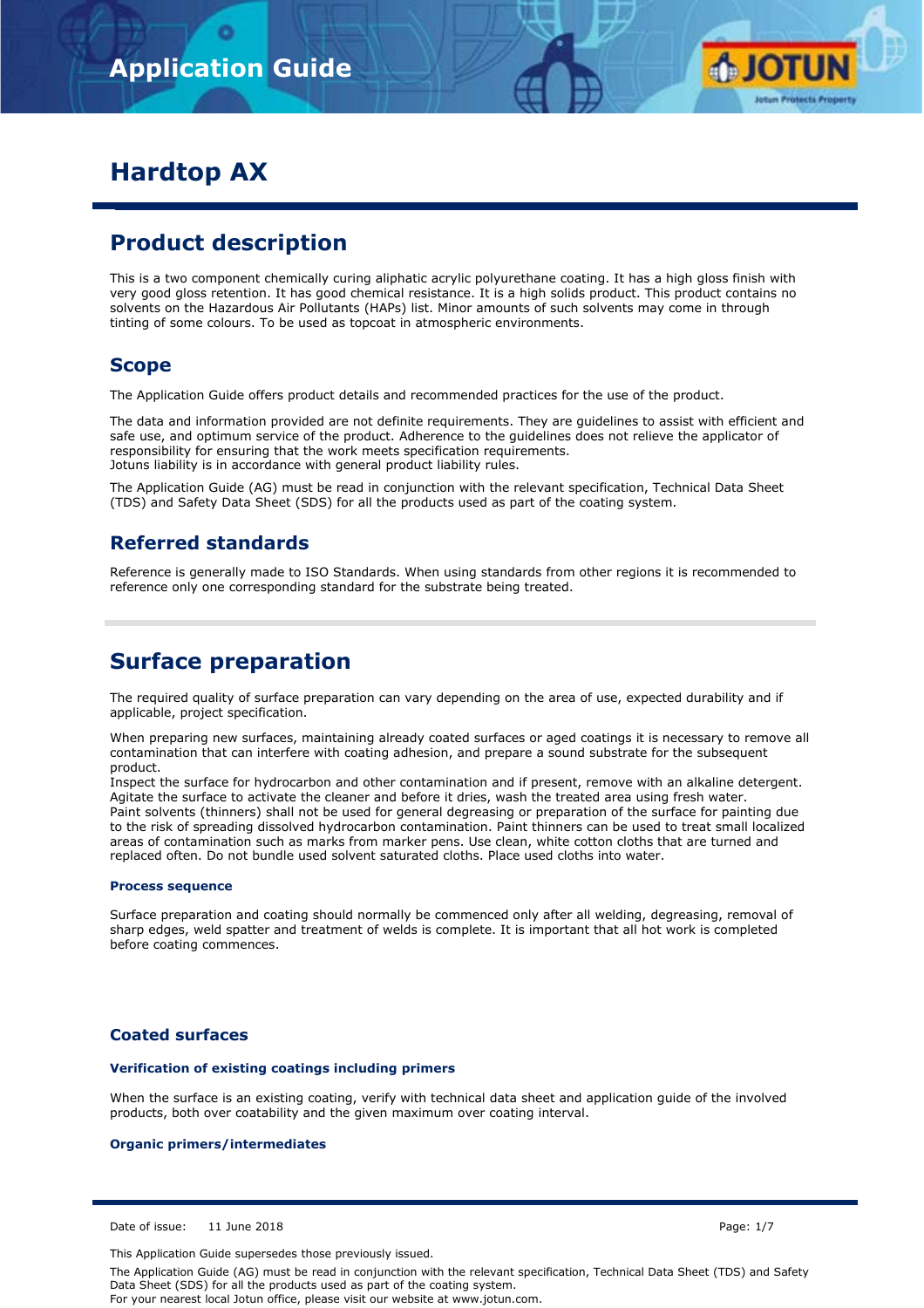# Hardtop AX

## Product description

This is a two component chemically curing aliphatic acrylic polyurethane coating. It has a high gloss finish with very good gloss retention. It has good chemical resistance. It is a high solids product. This product contains no solvents on the Hazardous Air Pollutants (HAPs) list. Minor amounts of such solvents may come in through tinting of some colours. To be used as topcoat in atmospheric environments.

### Scope

The Application Guide offers product details and recommended practices for the use of the product.

The data and information provided are not definite requirements. They are guidelines to assist with efficient and safe use, and optimum service of the product. Adherence to the guidelines does not relieve the applicator of responsibility for ensuring that the work meets specification requirements.
Jotuns liability is in accordance with general product liability rules.

The Application Guide (AG) must be read in conjunction with the relevant specification, Technical Data Sheet (TDS) and Safety Data Sheet (SDS) for all the products used as part of the coating system.

### Referred standards

Reference is generally made to ISO Standards. When using standards from other regions it is recommended to reference only one corresponding standard for the substrate being treated.

## Surface preparation

The required quality of surface preparation can vary depending on the area of use, expected durability and if applicable, project specification.

When preparing new surfaces, maintaining already coated surfaces or aged coatings it is necessary to remove all contamination that can interfere with coating adhesion, and prepare a sound substrate for the subsequent product.
Inspect the surface for hydrocarbon and other contamination and if present, remove with an alkaline detergent. Agitate the surface to activate the cleaner and before it dries, wash the treated area using fresh water.
Paint solvents (thinners) shall not be used for general degreasing or preparation of the surface for painting due to the risk of spreading dissolved hydrocarbon contamination. Paint thinners can be used to treat small localized areas of contamination such as marks from marker pens. Use clean, white cotton cloths that are turned and replaced often. Do not bundle used solvent saturated cloths. Place used cloths into water.

#### Process sequence

Surface preparation and coating should normally be commenced only after all welding, degreasing, removal of sharp edges, weld spatter and treatment of welds is complete. It is important that all hot work is completed before coating commences.

### Coated surfaces

#### Verification of existing coatings including primers

When the surface is an existing coating, verify with technical data sheet and application guide of the involved products, both over coatability and the given maximum over coating interval.

#### Organic primers/intermediates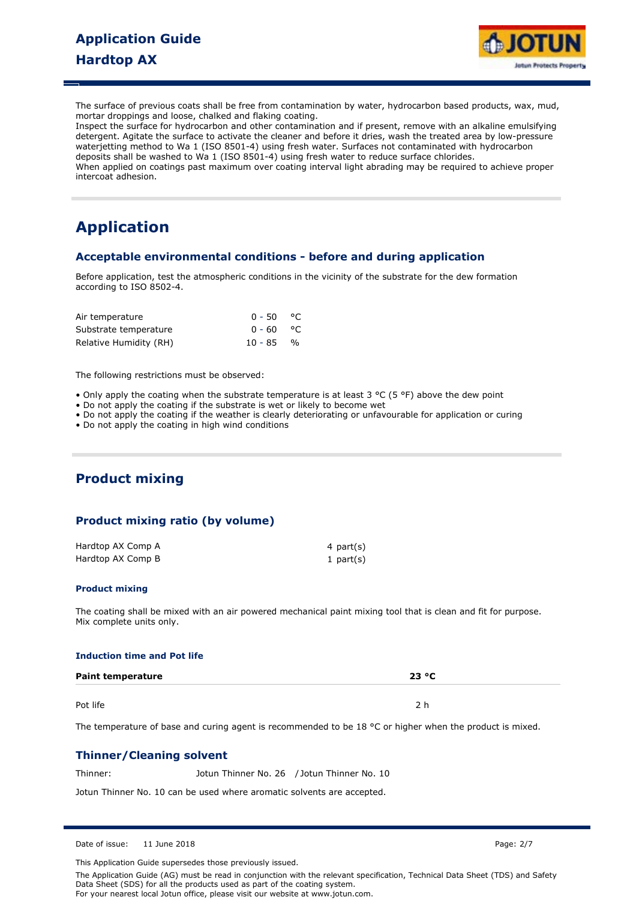The surface of previous coats shall be free from contamination by water, hydrocarbon based products, wax, mud, mortar droppings and loose, chalked and flaking coating.
Inspect the surface for hydrocarbon and other contamination and if present, remove with an alkaline emulsifying detergent. Agitate the surface to activate the cleaner and before it dries, wash the treated area by low-pressure waterjetting method to Wa 1 (ISO 8501-4) using fresh water. Surfaces not contaminated with hydrocarbon deposits shall be washed to Wa 1 (ISO 8501-4) using fresh water to reduce surface chlorides.
When applied on coatings past maximum over coating interval light abrading may be required to achieve proper intercoat adhesion.

# Application

## Acceptable environmental conditions - before and during application

Before application, test the atmospheric conditions in the vicinity of the substrate for the dew formation according to ISO 8502-4.

| | | |
|---|---|---|
| Air temperature | 0 - 50 | °C |
| Substrate temperature | 0 - 60 | °C |
| Relative Humidity (RH) | 10 - 85 | % |

The following restrictions must be observed:

- Only apply the coating when the substrate temperature is at least 3 °C (5 °F) above the dew point
- Do not apply the coating if the substrate is wet or likely to become wet
- Do not apply the coating if the weather is clearly deteriorating or unfavourable for application or curing
- Do not apply the coating in high wind conditions

# Product mixing

## Product mixing ratio (by volume)

| | |
|---|---|
| Hardtop AX Comp A | 4 part(s) |
| Hardtop AX Comp B | 1 part(s) |

### Product mixing

The coating shall be mixed with an air powered mechanical paint mixing tool that is clean and fit for purpose. Mix complete units only.

### Induction time and Pot life

| **Paint temperature** | **23 °C** |
|---|---|
| Pot life | 2 h |

The temperature of base and curing agent is recommended to be 18 °C or higher when the product is mixed.

## Thinner/Cleaning solvent

Thinner: Jotun Thinner No. 26 / Jotun Thinner No. 10

Jotun Thinner No. 10 can be used where aromatic solvents are accepted.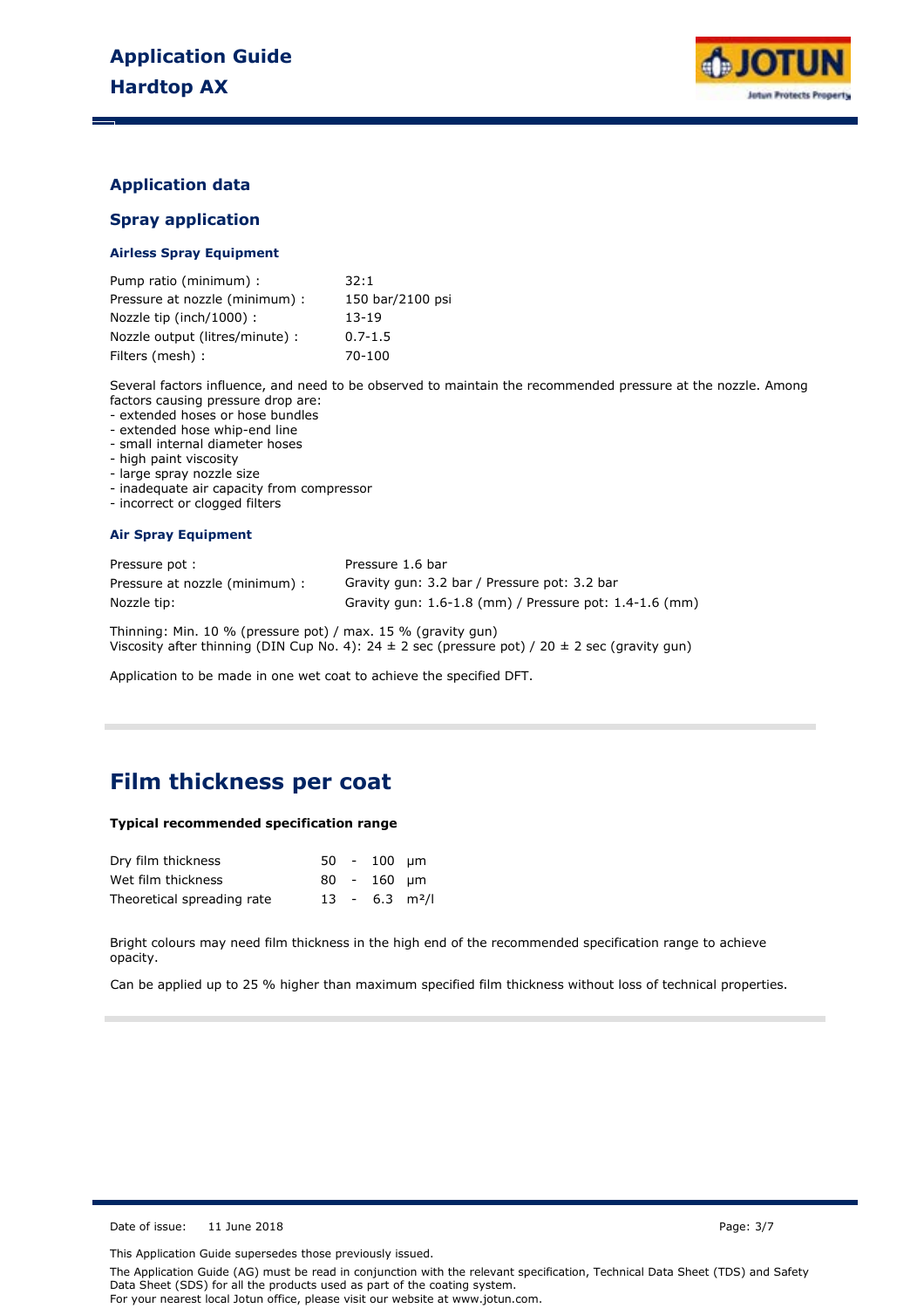## Application data

### Spray application

#### Airless Spray Equipment

| | |
|---|---|
| Pump ratio (minimum) : | 32:1 |
| Pressure at nozzle (minimum) : | 150 bar/2100 psi |
| Nozzle tip (inch/1000) : | 13-19 |
| Nozzle output (litres/minute) : | 0.7-1.5 |
| Filters (mesh) : | 70-100 |

Several factors influence, and need to be observed to maintain the recommended pressure at the nozzle. Among factors causing pressure drop are:
- extended hoses or hose bundles
- extended hose whip-end line
- small internal diameter hoses
- high paint viscosity
- large spray nozzle size
- inadequate air capacity from compressor
- incorrect or clogged filters

#### Air Spray Equipment

| | |
|---|---|
| Pressure pot : | Pressure 1.6 bar |
| Pressure at nozzle (minimum) : | Gravity gun: 3.2 bar / Pressure pot: 3.2 bar |
| Nozzle tip: | Gravity gun: 1.6-1.8 (mm) / Pressure pot: 1.4-1.6 (mm) |

Thinning: Min. 10 % (pressure pot) / max. 15 % (gravity gun)
Viscosity after thinning (DIN Cup No. 4): 24 ± 2 sec (pressure pot) / 20 ± 2 sec (gravity gun)

Application to be made in one wet coat to achieve the specified DFT.

# Film thickness per coat

**Typical recommended specification range**

| | | | | |
|---|---|---|---|---|
| Dry film thickness | 50 | - | 100 | µm |
| Wet film thickness | 80 | - | 160 | µm |
| Theoretical spreading rate | 13 | - | 6.3 | m²/l |

Bright colours may need film thickness in the high end of the recommended specification range to achieve opacity.

Can be applied up to 25 % higher than maximum specified film thickness without loss of technical properties.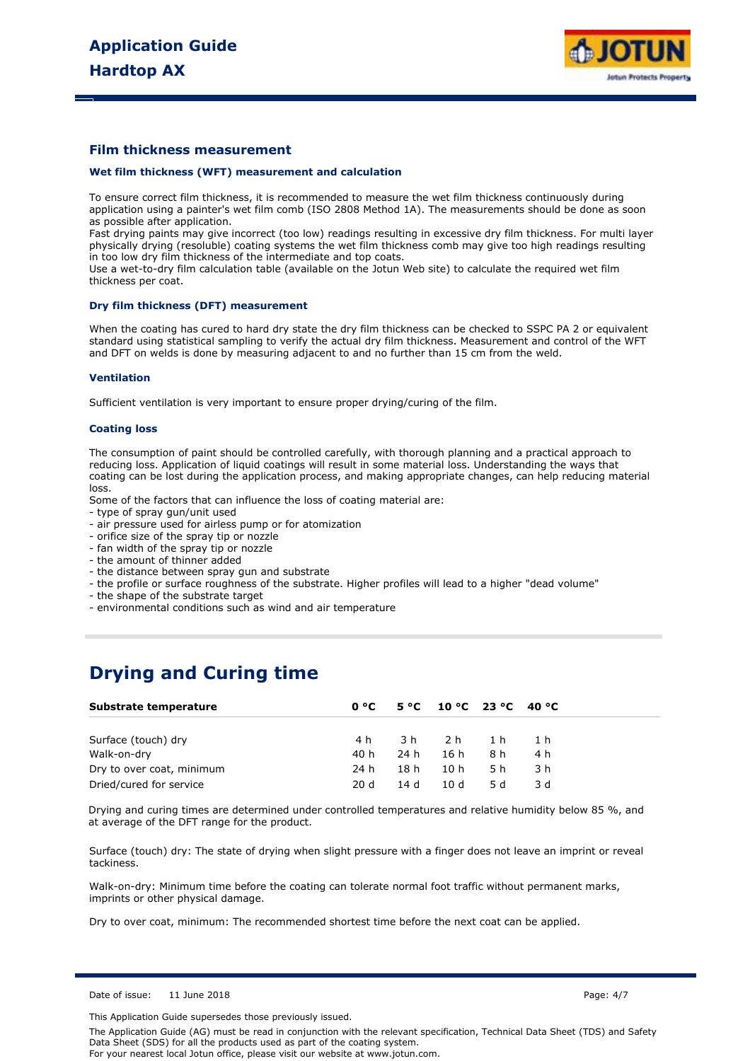## Film thickness measurement

### Wet film thickness (WFT) measurement and calculation

To ensure correct film thickness, it is recommended to measure the wet film thickness continuously during application using a painter's wet film comb (ISO 2808 Method 1A). The measurements should be done as soon as possible after application.
Fast drying paints may give incorrect (too low) readings resulting in excessive dry film thickness. For multi layer physically drying (resoluble) coating systems the wet film thickness comb may give too high readings resulting in too low dry film thickness of the intermediate and top coats.
Use a wet-to-dry film calculation table (available on the Jotun Web site) to calculate the required wet film thickness per coat.

### Dry film thickness (DFT) measurement

When the coating has cured to hard dry state the dry film thickness can be checked to SSPC PA 2 or equivalent standard using statistical sampling to verify the actual dry film thickness. Measurement and control of the WFT and DFT on welds is done by measuring adjacent to and no further than 15 cm from the weld.

### Ventilation

Sufficient ventilation is very important to ensure proper drying/curing of the film.

### Coating loss

The consumption of paint should be controlled carefully, with thorough planning and a practical approach to reducing loss. Application of liquid coatings will result in some material loss. Understanding the ways that coating can be lost during the application process, and making appropriate changes, can help reducing material loss.
Some of the factors that can influence the loss of coating material are:
- type of spray gun/unit used
- air pressure used for airless pump or for atomization
- orifice size of the spray tip or nozzle
- fan width of the spray tip or nozzle
- the amount of thinner added
- the distance between spray gun and substrate
- the profile or surface roughness of the substrate. Higher profiles will lead to a higher "dead volume"
- the shape of the substrate target
- environmental conditions such as wind and air temperature

# Drying and Curing time

| Substrate temperature | 0 °C | 5 °C | 10 °C | 23 °C | 40 °C |
|---|---|---|---|---|---|
| Surface (touch) dry | 4 h | 3 h | 2 h | 1 h | 1 h |
| Walk-on-dry | 40 h | 24 h | 16 h | 8 h | 4 h |
| Dry to over coat, minimum | 24 h | 18 h | 10 h | 5 h | 3 h |
| Dried/cured for service | 20 d | 14 d | 10 d | 5 d | 3 d |

Drying and curing times are determined under controlled temperatures and relative humidity below 85 %, and at average of the DFT range for the product.

Surface (touch) dry: The state of drying when slight pressure with a finger does not leave an imprint or reveal tackiness.

Walk-on-dry: Minimum time before the coating can tolerate normal foot traffic without permanent marks, imprints or other physical damage.

Dry to over coat, minimum: The recommended shortest time before the next coat can be applied.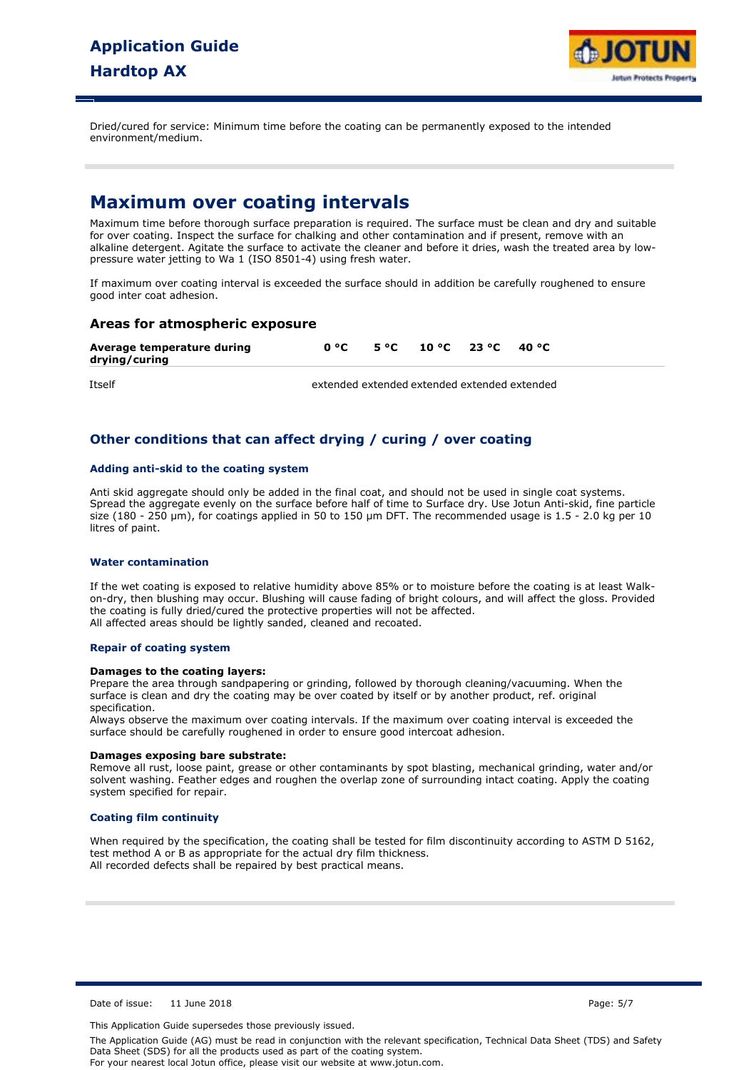Dried/cured for service: Minimum time before the coating can be permanently exposed to the intended environment/medium.

# Maximum over coating intervals

Maximum time before thorough surface preparation is required. The surface must be clean and dry and suitable for over coating. Inspect the surface for chalking and other contamination and if present, remove with an alkaline detergent. Agitate the surface to activate the cleaner and before it dries, wash the treated area by low-pressure water jetting to Wa 1 (ISO 8501-4) using fresh water.

If maximum over coating interval is exceeded the surface should in addition be carefully roughened to ensure good inter coat adhesion.

## Areas for atmospheric exposure

| Average temperature during drying/curing | 0 °C | 5 °C | 10 °C | 23 °C | 40 °C |
|---|---|---|---|---|---|
| Itself | extended | extended | extended | extended | extended |

## Other conditions that can affect drying / curing / over coating

### Adding anti-skid to the coating system

Anti skid aggregate should only be added in the final coat, and should not be used in single coat systems. Spread the aggregate evenly on the surface before half of time to Surface dry. Use Jotun Anti-skid, fine particle size (180 - 250 µm), for coatings applied in 50 to 150 µm DFT. The recommended usage is 1.5 - 2.0 kg per 10 litres of paint.

### Water contamination

If the wet coating is exposed to relative humidity above 85% or to moisture before the coating is at least Walk-on-dry, then blushing may occur. Blushing will cause fading of bright colours, and will affect the gloss. Provided the coating is fully dried/cured the protective properties will not be affected.
All affected areas should be lightly sanded, cleaned and recoated.

### Repair of coating system

**Damages to the coating layers:**
Prepare the area through sandpapering or grinding, followed by thorough cleaning/vacuuming. When the surface is clean and dry the coating may be over coated by itself or by another product, ref. original specification.
Always observe the maximum over coating intervals. If the maximum over coating interval is exceeded the surface should be carefully roughened in order to ensure good intercoat adhesion.

**Damages exposing bare substrate:**
Remove all rust, loose paint, grease or other contaminants by spot blasting, mechanical grinding, water and/or solvent washing. Feather edges and roughen the overlap zone of surrounding intact coating. Apply the coating system specified for repair.

### Coating film continuity

When required by the specification, the coating shall be tested for film discontinuity according to ASTM D 5162, test method A or B as appropriate for the actual dry film thickness.
All recorded defects shall be repaired by best practical means.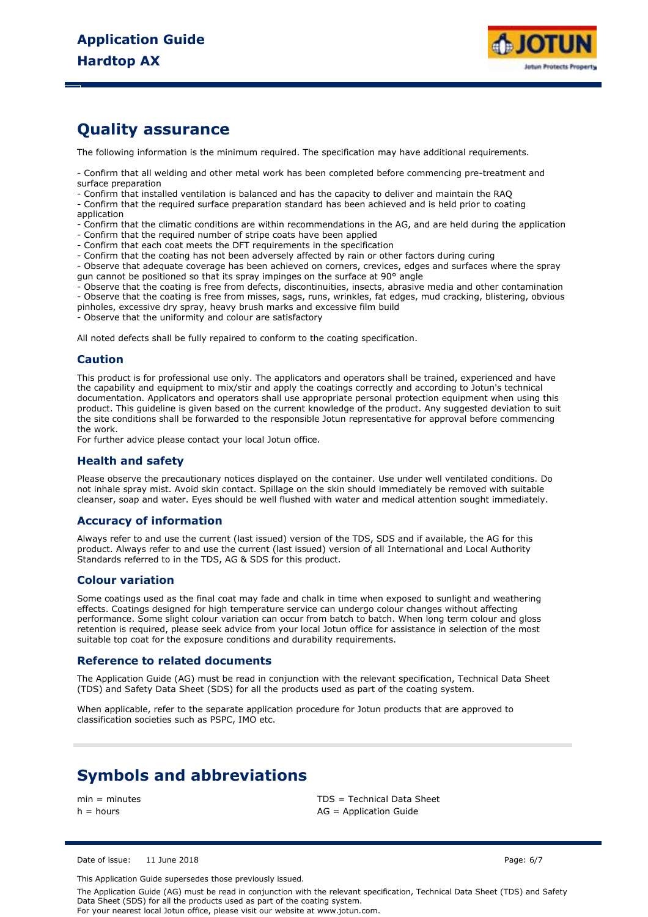## Quality assurance

The following information is the minimum required. The specification may have additional requirements.

- Confirm that all welding and other metal work has been completed before commencing pre-treatment and surface preparation
- Confirm that installed ventilation is balanced and has the capacity to deliver and maintain the RAQ
- Confirm that the required surface preparation standard has been achieved and is held prior to coating application
- Confirm that the climatic conditions are within recommendations in the AG, and are held during the application
- Confirm that the required number of stripe coats have been applied
- Confirm that each coat meets the DFT requirements in the specification
- Confirm that the coating has not been adversely affected by rain or other factors during curing
- Observe that adequate coverage has been achieved on corners, crevices, edges and surfaces where the spray gun cannot be positioned so that its spray impinges on the surface at 90° angle
- Observe that the coating is free from defects, discontinuities, insects, abrasive media and other contamination
- Observe that the coating is free from misses, sags, runs, wrinkles, fat edges, mud cracking, blistering, obvious pinholes, excessive dry spray, heavy brush marks and excessive film build
- Observe that the uniformity and colour are satisfactory

All noted defects shall be fully repaired to conform to the coating specification.

### Caution

This product is for professional use only. The applicators and operators shall be trained, experienced and have the capability and equipment to mix/stir and apply the coatings correctly and according to Jotun's technical documentation. Applicators and operators shall use appropriate personal protection equipment when using this product. This guideline is given based on the current knowledge of the product. Any suggested deviation to suit the site conditions shall be forwarded to the responsible Jotun representative for approval before commencing the work.
For further advice please contact your local Jotun office.

### Health and safety

Please observe the precautionary notices displayed on the container. Use under well ventilated conditions. Do not inhale spray mist. Avoid skin contact. Spillage on the skin should immediately be removed with suitable cleanser, soap and water. Eyes should be well flushed with water and medical attention sought immediately.

### Accuracy of information

Always refer to and use the current (last issued) version of the TDS, SDS and if available, the AG for this product. Always refer to and use the current (last issued) version of all International and Local Authority Standards referred to in the TDS, AG & SDS for this product.

### Colour variation

Some coatings used as the final coat may fade and chalk in time when exposed to sunlight and weathering effects. Coatings designed for high temperature service can undergo colour changes without affecting performance. Some slight colour variation can occur from batch to batch. When long term colour and gloss retention is required, please seek advice from your local Jotun office for assistance in selection of the most suitable top coat for the exposure conditions and durability requirements.

### Reference to related documents

The Application Guide (AG) must be read in conjunction with the relevant specification, Technical Data Sheet (TDS) and Safety Data Sheet (SDS) for all the products used as part of the coating system.

When applicable, refer to the separate application procedure for Jotun products that are approved to classification societies such as PSPC, IMO etc.

## Symbols and abbreviations

min = minutes
h = hours
TDS = Technical Data Sheet
AG = Application Guide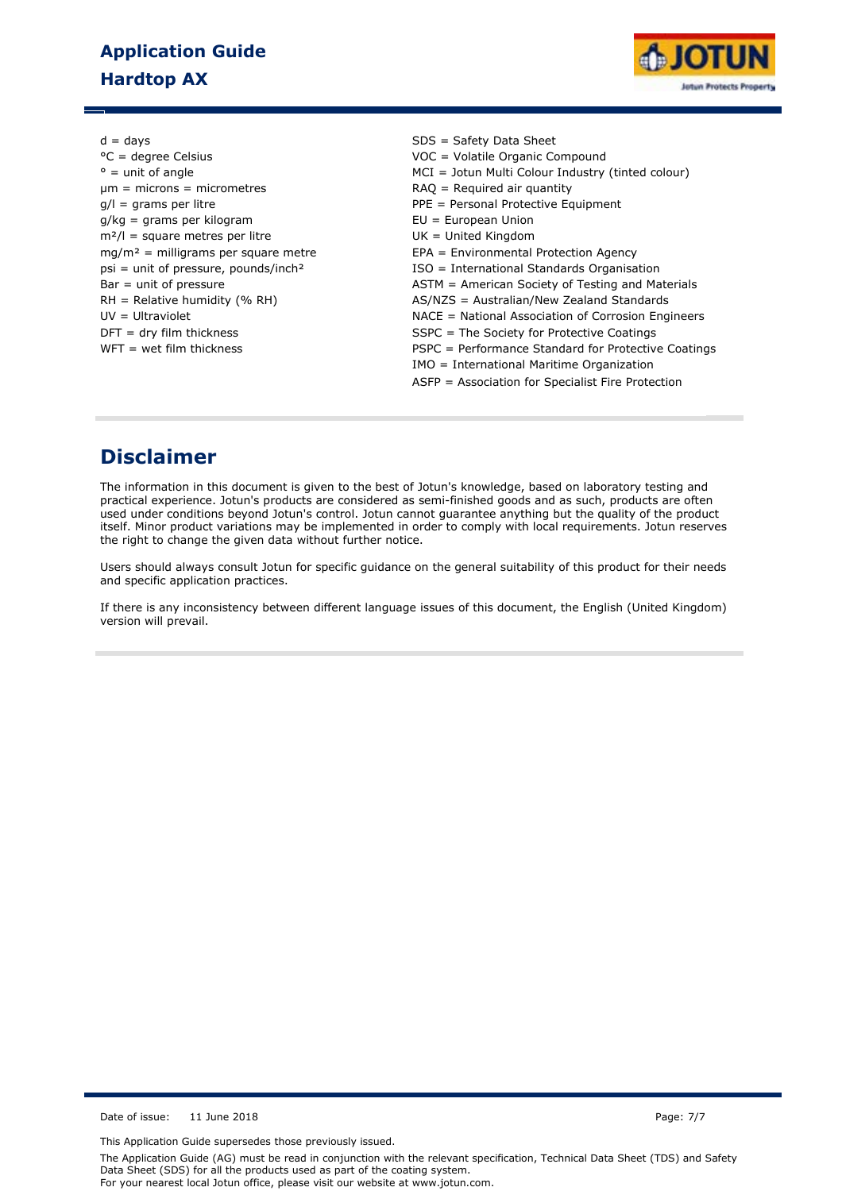d = days
°C = degree Celsius
° = unit of angle
μm = microns = micrometres
g/l = grams per litre
g/kg = grams per kilogram
m²/l = square metres per litre
mg/m² = milligrams per square metre
psi = unit of pressure, pounds/inch²
Bar = unit of pressure
RH = Relative humidity (% RH)
UV = Ultraviolet
DFT = dry film thickness
WFT = wet film thickness

SDS = Safety Data Sheet
VOC = Volatile Organic Compound
MCI = Jotun Multi Colour Industry (tinted colour)
RAQ = Required air quantity
PPE = Personal Protective Equipment
EU = European Union
UK = United Kingdom
EPA = Environmental Protection Agency
ISO = International Standards Organisation
ASTM = American Society of Testing and Materials
AS/NZS = Australian/New Zealand Standards
NACE = National Association of Corrosion Engineers
SSPC = The Society for Protective Coatings
PSPC = Performance Standard for Protective Coatings
IMO = International Maritime Organization
ASFP = Association for Specialist Fire Protection

## Disclaimer

The information in this document is given to the best of Jotun's knowledge, based on laboratory testing and practical experience. Jotun's products are considered as semi-finished goods and as such, products are often used under conditions beyond Jotun's control. Jotun cannot guarantee anything but the quality of the product itself. Minor product variations may be implemented in order to comply with local requirements. Jotun reserves the right to change the given data without further notice.

Users should always consult Jotun for specific guidance on the general suitability of this product for their needs and specific application practices.

If there is any inconsistency between different language issues of this document, the English (United Kingdom) version will prevail.